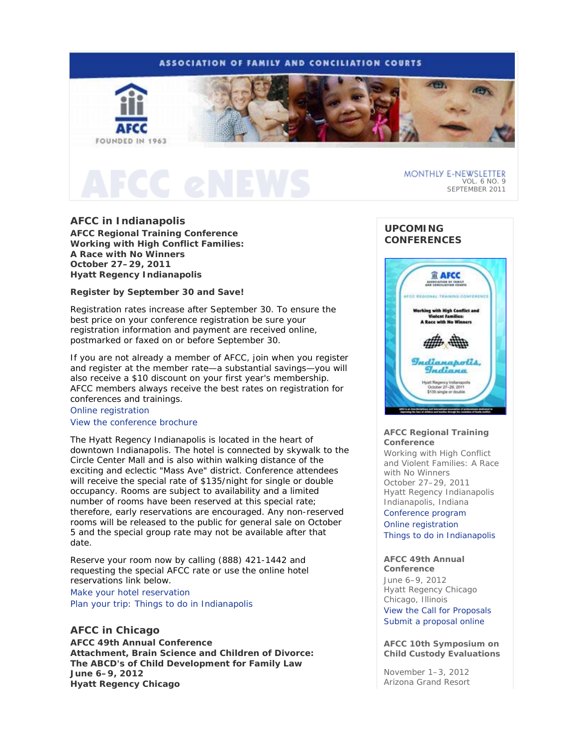ASSOCIATION OF FAMILY AND CONCILIATION COURTS

AFCC

FOUNDED IN 1963

# AFCC eNEWS

MONTHLY E-NEWSLETTER
VOL. 6 NO. 9
SEPTEMBER 2011

## AFCC in Indianapolis

**AFCC Regional Training Conference**
**Working with High Conflict Families:**
**A Race with No Winners**
**October 27–29, 2011**
**Hyatt Regency Indianapolis**

**Register by September 30 and Save!**

Registration rates increase after September 30. To ensure the best price on your conference registration be sure your registration information and payment are received online, postmarked or faxed on or before September 30.

If you are not already a member of AFCC, join when you register and register at the member rate—a substantial savings—you will also receive a $10 discount on your first year's membership. AFCC members always receive the best rates on registration for conferences and trainings.

Online registration
View the conference brochure

The Hyatt Regency Indianapolis is located in the heart of downtown Indianapolis. The hotel is connected by skywalk to the Circle Center Mall and is also within walking distance of the exciting and eclectic "Mass Ave" district. Conference attendees will receive the special rate of $135/night for single or double occupancy. Rooms are subject to availability and a limited number of rooms have been reserved at this special rate; therefore, early reservations are encouraged. Any non-reserved rooms will be released to the public for general sale on October 5 and the special group rate may not be available after that date.

Reserve your room now by calling (888) 421-1442 and requesting the special AFCC rate or use the online hotel reservations link below.

Make your hotel reservation
Plan your trip: Things to do in Indianapolis

## AFCC in Chicago

**AFCC 49th Annual Conference**
**Attachment, Brain Science and Children of Divorce:**
**The ABCD's of Child Development for Family Law**
**June 6–9, 2012**
**Hyatt Regency Chicago**

## UPCOMING CONFERENCES

**AFCC Regional Training Conference**
Working with High Conflict and Violent Families: A Race with No Winners
October 27–29, 2011
Hyatt Regency Indianapolis
Indianapolis, Indiana
Conference program
Online registration
Things to do in Indianapolis

**AFCC 49th Annual Conference**
June 6–9, 2012
Hyatt Regency Chicago
Chicago, Illinois
View the Call for Proposals
Submit a proposal online

**AFCC 10th Symposium on Child Custody Evaluations**

November 1–3, 2012
Arizona Grand Resort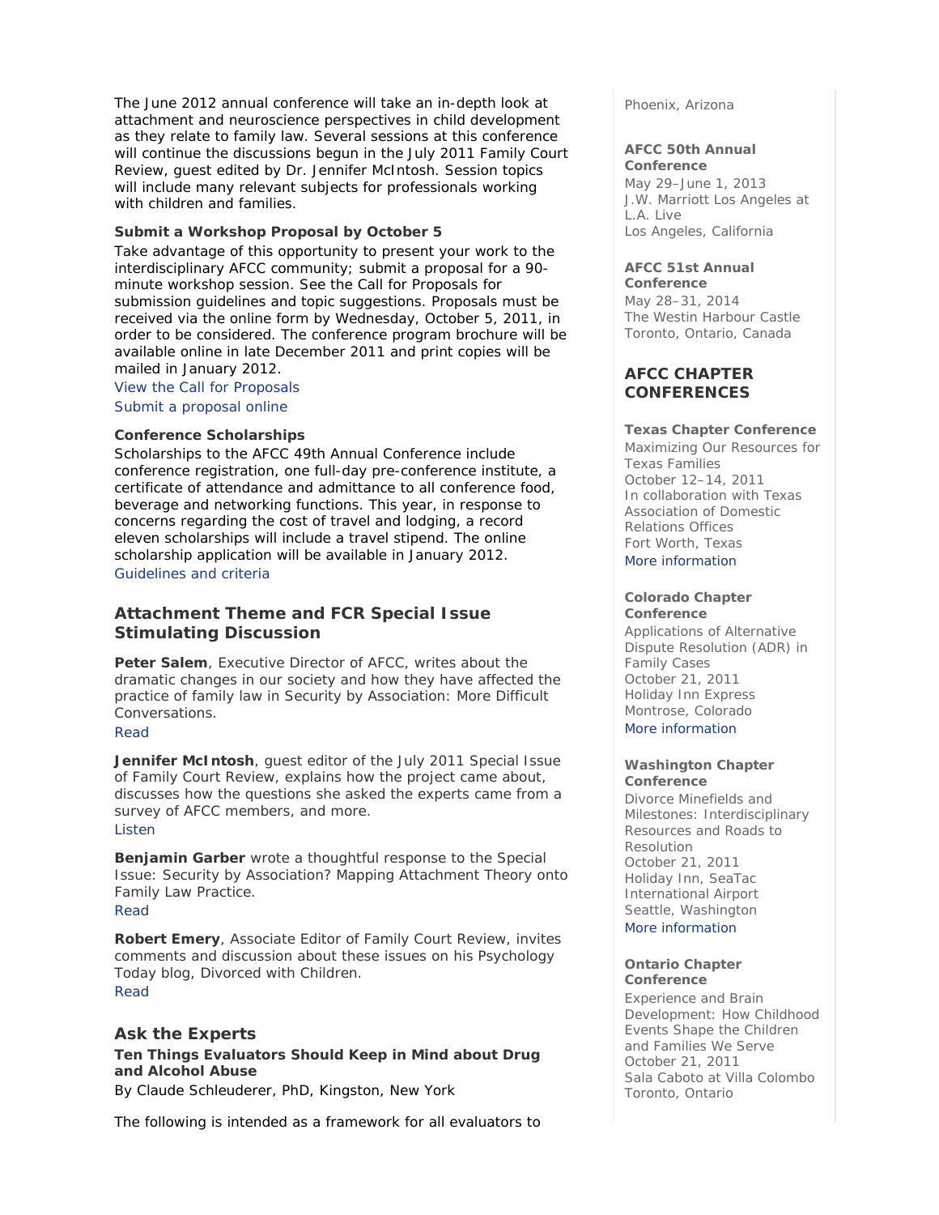The June 2012 annual conference will take an in-depth look at attachment and neuroscience perspectives in child development as they relate to family law. Several sessions at this conference will continue the discussions begun in the July 2011 Family Court Review, guest edited by Dr. Jennifer McIntosh. Session topics will include many relevant subjects for professionals working with children and families.

**Submit a Workshop Proposal by October 5**

Take advantage of this opportunity to present your work to the interdisciplinary AFCC community; submit a proposal for a 90-minute workshop session. See the Call for Proposals for submission guidelines and topic suggestions. Proposals must be received via the online form by Wednesday, October 5, 2011, in order to be considered. The conference program brochure will be available online in late December 2011 and print copies will be mailed in January 2012.

View the Call for Proposals

Submit a proposal online

**Conference Scholarships**

Scholarships to the AFCC 49th Annual Conference include conference registration, one full-day pre-conference institute, a certificate of attendance and admittance to all conference food, beverage and networking functions. This year, in response to concerns regarding the cost of travel and lodging, a record eleven scholarships will include a travel stipend. The online scholarship application will be available in January 2012.

Guidelines and criteria

## Attachment Theme and FCR Special Issue Stimulating Discussion

**Peter Salem**, Executive Director of AFCC, writes about the dramatic changes in our society and how they have affected the practice of family law in Security by Association: More Difficult Conversations.

Read

**Jennifer McIntosh**, guest editor of the July 2011 Special Issue of Family Court Review, explains how the project came about, discusses how the questions she asked the experts came from a survey of AFCC members, and more.

Listen

**Benjamin Garber** wrote a thoughtful response to the Special Issue: Security by Association? Mapping Attachment Theory onto Family Law Practice.

Read

**Robert Emery**, Associate Editor of Family Court Review, invites comments and discussion about these issues on his Psychology Today blog, Divorced with Children.

Read

## Ask the Experts

**Ten Things Evaluators Should Keep in Mind about Drug and Alcohol Abuse**

By Claude Schleuderer, PhD, Kingston, New York

The following is intended as a framework for all evaluators to

Phoenix, Arizona

**AFCC 50th Annual Conference**
May 29–June 1, 2013
J.W. Marriott Los Angeles at L.A. Live
Los Angeles, California

**AFCC 51st Annual Conference**
May 28–31, 2014
The Westin Harbour Castle
Toronto, Ontario, Canada

## AFCC CHAPTER CONFERENCES

**Texas Chapter Conference**
Maximizing Our Resources for Texas Families
October 12–14, 2011
In collaboration with Texas Association of Domestic Relations Offices
Fort Worth, Texas
More information

**Colorado Chapter Conference**
Applications of Alternative Dispute Resolution (ADR) in Family Cases
October 21, 2011
Holiday Inn Express
Montrose, Colorado
More information

**Washington Chapter Conference**
Divorce Minefields and Milestones: Interdisciplinary Resources and Roads to Resolution
October 21, 2011
Holiday Inn, SeaTac International Airport
Seattle, Washington
More information

**Ontario Chapter Conference**
Experience and Brain Development: How Childhood Events Shape the Children and Families We Serve
October 21, 2011
Sala Caboto at Villa Colombo
Toronto, Ontario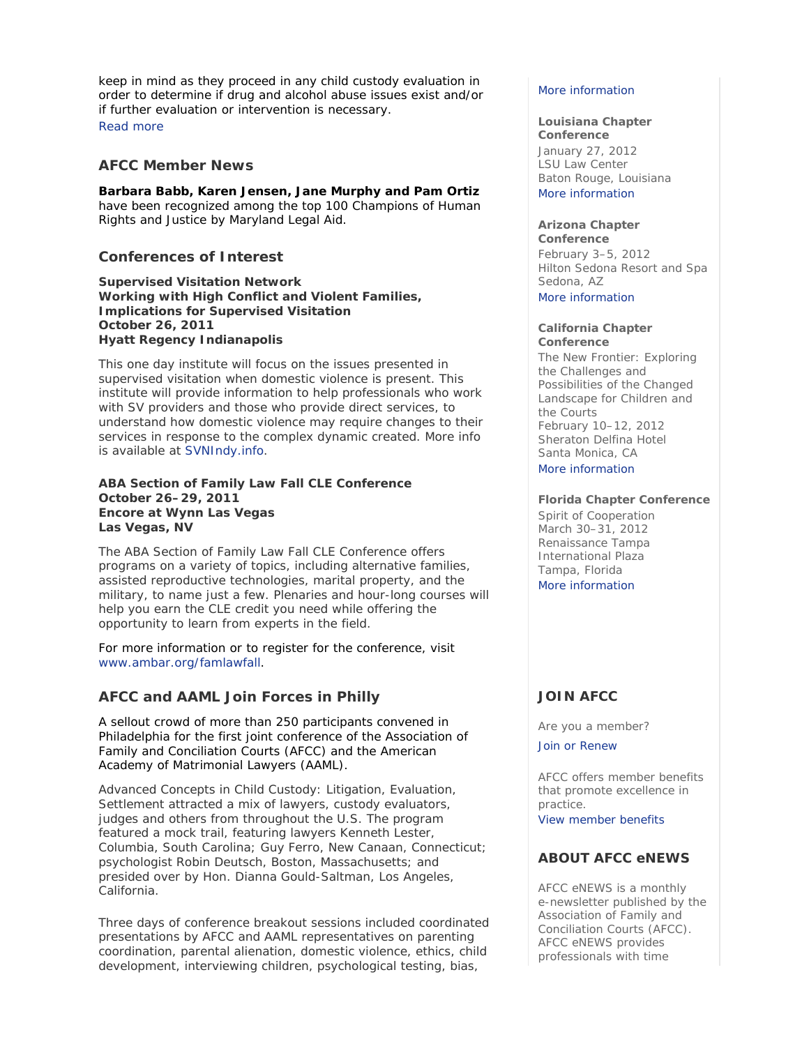keep in mind as they proceed in any child custody evaluation in order to determine if drug and alcohol abuse issues exist and/or if further evaluation or intervention is necessary.

Read more

## AFCC Member News

**Barbara Babb, Karen Jensen, Jane Murphy and Pam Ortiz** have been recognized among the top 100 Champions of Human Rights and Justice by Maryland Legal Aid.

## Conferences of Interest

**Supervised Visitation Network**
**Working with High Conflict and Violent Families, Implications for Supervised Visitation**
**October 26, 2011**
**Hyatt Regency Indianapolis**

This one day institute will focus on the issues presented in supervised visitation when domestic violence is present. This institute will provide information to help professionals who work with SV providers and those who provide direct services, to understand how domestic violence may require changes to their services in response to the complex dynamic created. More info is available at SVNIndy.info.

**ABA Section of Family Law Fall CLE Conference**
**October 26–29, 2011**
**Encore at Wynn Las Vegas**
**Las Vegas, NV**

The ABA Section of Family Law Fall CLE Conference offers programs on a variety of topics, including alternative families, assisted reproductive technologies, marital property, and the military, to name just a few. Plenaries and hour-long courses will help you earn the CLE credit you need while offering the opportunity to learn from experts in the field.

For more information or to register for the conference, visit www.ambar.org/famlawfall.

## AFCC and AAML Join Forces in Philly

A sellout crowd of more than 250 participants convened in Philadelphia for the first joint conference of the Association of Family and Conciliation Courts (AFCC) and the American Academy of Matrimonial Lawyers (AAML).

Advanced Concepts in Child Custody: Litigation, Evaluation, Settlement attracted a mix of lawyers, custody evaluators, judges and others from throughout the U.S. The program featured a mock trail, featuring lawyers Kenneth Lester, Columbia, South Carolina; Guy Ferro, New Canaan, Connecticut; psychologist Robin Deutsch, Boston, Massachusetts; and presided over by Hon. Dianna Gould-Saltman, Los Angeles, California.

Three days of conference breakout sessions included coordinated presentations by AFCC and AAML representatives on parenting coordination, parental alienation, domestic violence, ethics, child development, interviewing children, psychological testing, bias,

More information

**Louisiana Chapter Conference**
January 27, 2012
LSU Law Center
Baton Rouge, Louisiana
More information

**Arizona Chapter Conference**
February 3–5, 2012
Hilton Sedona Resort and Spa
Sedona, AZ
More information

**California Chapter Conference**
The New Frontier: Exploring the Challenges and Possibilities of the Changed Landscape for Children and the Courts
February 10–12, 2012
Sheraton Delfina Hotel
Santa Monica, CA
More information

**Florida Chapter Conference**
Spirit of Cooperation
March 30–31, 2012
Renaissance Tampa International Plaza
Tampa, Florida
More information

## JOIN AFCC

Are you a member?

Join or Renew

AFCC offers member benefits that promote excellence in practice.
View member benefits

## ABOUT AFCC eNEWS

AFCC eNEWS is a monthly e-newsletter published by the Association of Family and Conciliation Courts (AFCC). AFCC eNEWS provides professionals with time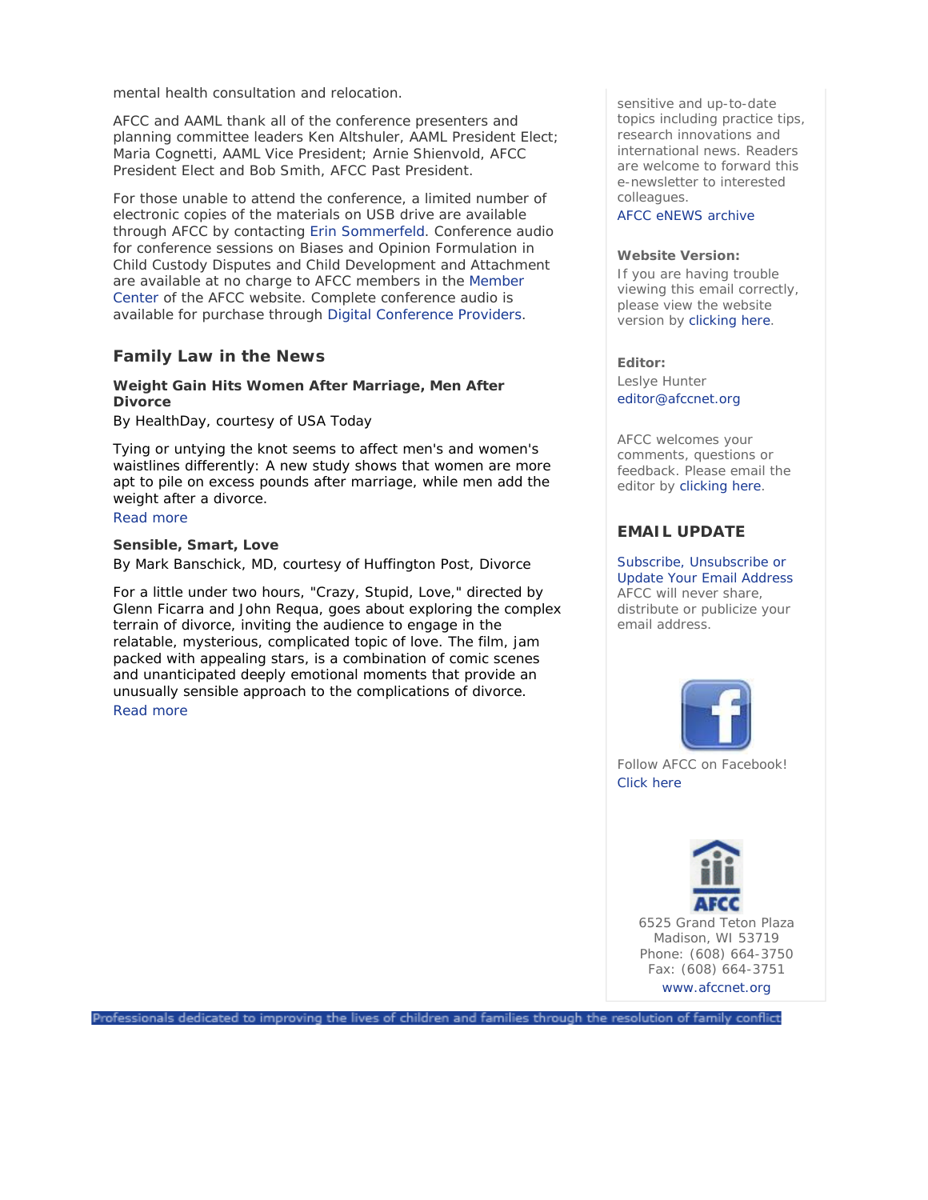mental health consultation and relocation.

AFCC and AAML thank all of the conference presenters and planning committee leaders Ken Altshuler, AAML President Elect; Maria Cognetti, AAML Vice President; Arnie Shienvold, AFCC President Elect and Bob Smith, AFCC Past President.

For those unable to attend the conference, a limited number of electronic copies of the materials on USB drive are available through AFCC by contacting Erin Sommerfeld. Conference audio for conference sessions on Biases and Opinion Formulation in Child Custody Disputes and Child Development and Attachment are available at no charge to AFCC members in the Member Center of the AFCC website. Complete conference audio is available for purchase through Digital Conference Providers.

## Family Law in the News

**Weight Gain Hits Women After Marriage, Men After Divorce**
By HealthDay, courtesy of USA Today

Tying or untying the knot seems to affect men's and women's waistlines differently: A new study shows that women are more apt to pile on excess pounds after marriage, while men add the weight after a divorce.
Read more

**Sensible, Smart, Love**
By Mark Banschick, MD, courtesy of Huffington Post, Divorce

For a little under two hours, "Crazy, Stupid, Love," directed by Glenn Ficarra and John Requa, goes about exploring the complex terrain of divorce, inviting the audience to engage in the relatable, mysterious, complicated topic of love. The film, jam packed with appealing stars, is a combination of comic scenes and unanticipated deeply emotional moments that provide an unusually sensible approach to the complications of divorce.
Read more

sensitive and up-to-date topics including practice tips, research innovations and international news. Readers are welcome to forward this e-newsletter to interested colleagues.
AFCC eNEWS archive

**Website Version:**
If you are having trouble viewing this email correctly, please view the website version by clicking here.

**Editor:**
Leslye Hunter
editor@afccnet.org

AFCC welcomes your comments, questions or feedback. Please email the editor by clicking here.

## EMAIL UPDATE

Subscribe, Unsubscribe or Update Your Email Address
AFCC will never share, distribute or publicize your email address.

Follow AFCC on Facebook!
Click here

6525 Grand Teton Plaza
Madison, WI 53719
Phone: (608) 664-3750
Fax: (608) 664-3751
www.afccnet.org

Professionals dedicated to improving the lives of children and families through the resolution of family conflict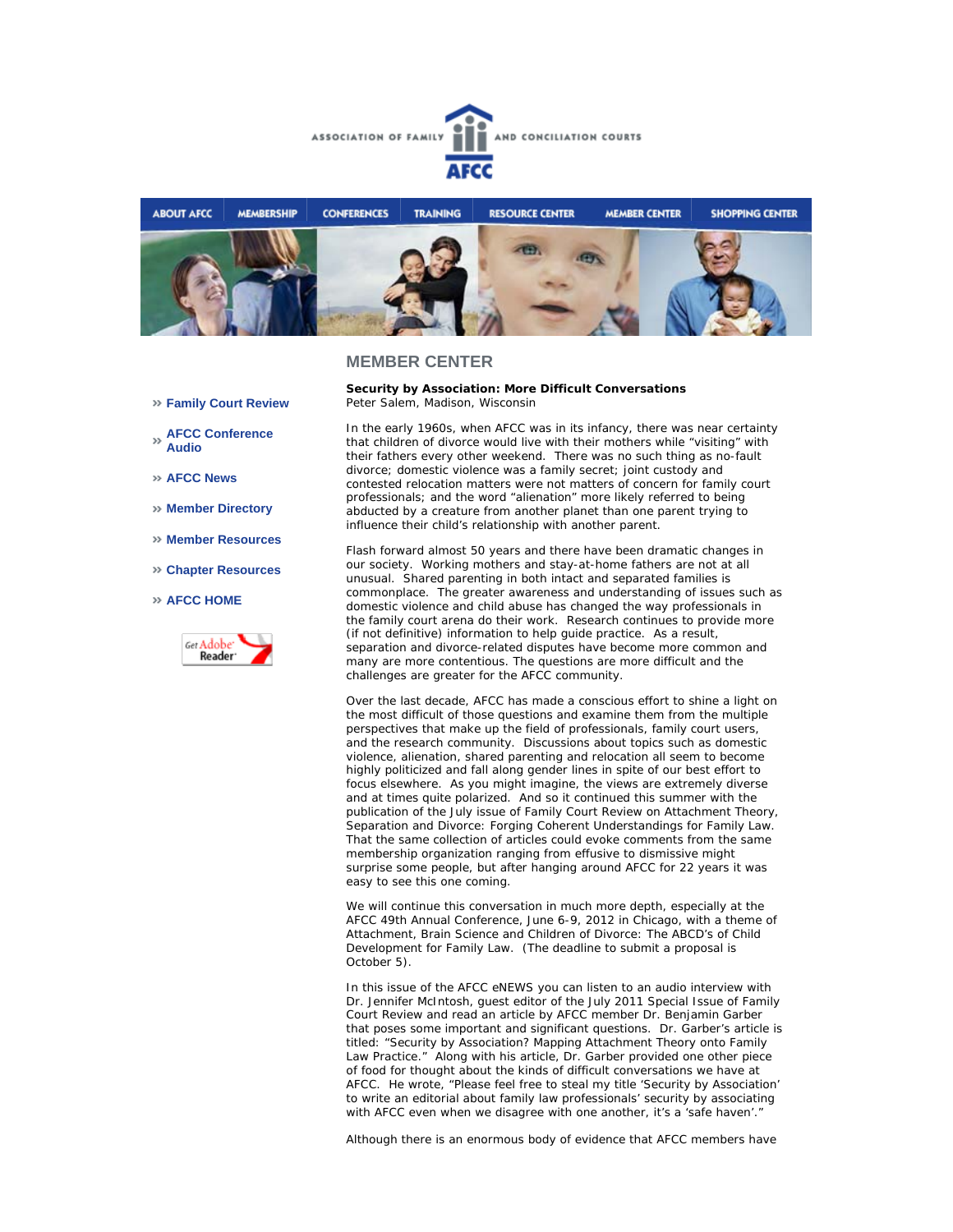ASSOCIATION OF FAMILY AND CONCILIATION COURTS

AFCC

ABOUT AFCC | MEMBERSHIP | CONFERENCES | TRAINING | RESOURCE CENTER | MEMBER CENTER | SHOPPING CENTER

- » Family Court Review
- » AFCC Conference Audio
- » AFCC News
- » Member Directory
- » Member Resources
- » Chapter Resources
- » AFCC HOME

Get Adobe Reader

## MEMBER CENTER

**Security by Association: More Difficult Conversations**
Peter Salem, Madison, Wisconsin

In the early 1960s, when AFCC was in its infancy, there was near certainty that children of divorce would live with their mothers while "visiting" with their fathers every other weekend. There was no such thing as no-fault divorce; domestic violence was a family secret; joint custody and contested relocation matters were not matters of concern for family court professionals; and the word "alienation" more likely referred to being abducted by a creature from another planet than one parent trying to influence their child's relationship with another parent.

Flash forward almost 50 years and there have been dramatic changes in our society. Working mothers and stay-at-home fathers are not at all unusual. Shared parenting in both intact and separated families is commonplace. The greater awareness and understanding of issues such as domestic violence and child abuse has changed the way professionals in the family court arena do their work. Research continues to provide more (if not definitive) information to help guide practice. As a result, separation and divorce-related disputes have become more common and many are more contentious. The questions are more difficult and the challenges are greater for the AFCC community.

Over the last decade, AFCC has made a conscious effort to shine a light on the most difficult of those questions and examine them from the multiple perspectives that make up the field of professionals, family court users, and the research community. Discussions about topics such as domestic violence, alienation, shared parenting and relocation all seem to become highly politicized and fall along gender lines in spite of our best effort to focus elsewhere. As you might imagine, the views are extremely diverse and at times quite polarized. And so it continued this summer with the publication of the July issue of Family Court Review on Attachment Theory, Separation and Divorce: Forging Coherent Understandings for Family Law. That the same collection of articles could evoke comments from the same membership organization ranging from effusive to dismissive might surprise some people, but after hanging around AFCC for 22 years it was easy to see this one coming.

We will continue this conversation in much more depth, especially at the AFCC 49th Annual Conference, June 6-9, 2012 in Chicago, with a theme of Attachment, Brain Science and Children of Divorce: The ABCD's of Child Development for Family Law. (The deadline to submit a proposal is October 5).

In this issue of the AFCC eNEWS you can listen to an audio interview with Dr. Jennifer McIntosh, guest editor of the July 2011 Special Issue of Family Court Review and read an article by AFCC member Dr. Benjamin Garber that poses some important and significant questions. Dr. Garber's article is titled: "Security by Association? Mapping Attachment Theory onto Family Law Practice." Along with his article, Dr. Garber provided one other piece of food for thought about the kinds of difficult conversations we have at AFCC. He wrote, "Please feel free to steal my title 'Security by Association' to write an editorial about family law professionals' security by associating with AFCC even when we disagree with one another, it's a 'safe haven'."

Although there is an enormous body of evidence that AFCC members have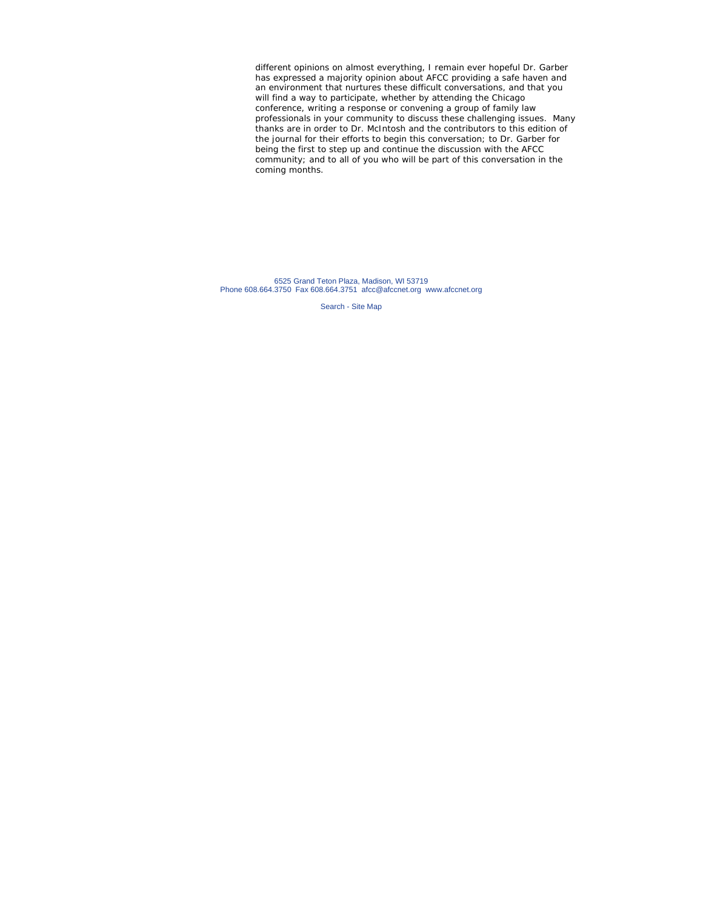different opinions on almost everything, I remain ever hopeful Dr. Garber has expressed a majority opinion about AFCC providing a safe haven and an environment that nurtures these difficult conversations, and that you will find a way to participate, whether by attending the Chicago conference, writing a response or convening a group of family law professionals in your community to discuss these challenging issues. Many thanks are in order to Dr. McIntosh and the contributors to this edition of the journal for their efforts to begin this conversation; to Dr. Garber for being the first to step up and continue the discussion with the AFCC community; and to all of you who will be part of this conversation in the coming months.

6525 Grand Teton Plaza, Madison, WI 53719
Phone 608.664.3750 Fax 608.664.3751 afcc@afccnet.org www.afccnet.org

Search - Site Map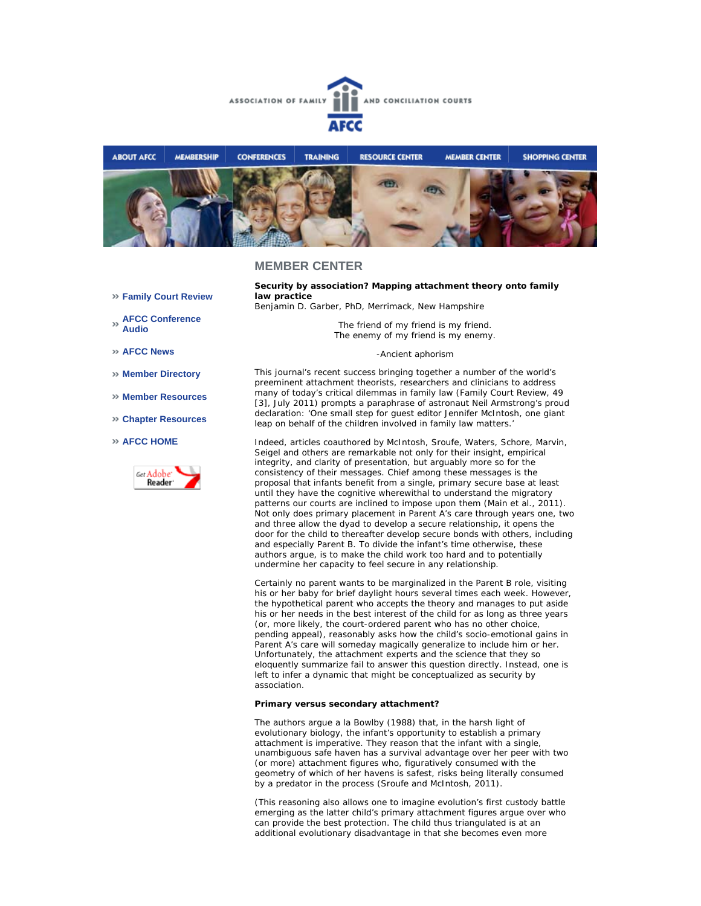## MEMBER CENTER

- » Family Court Review
- » AFCC Conference Audio
- » AFCC News
- » Member Directory
- » Member Resources
- » Chapter Resources
- » AFCC HOME

**Security by association? Mapping attachment theory onto family law practice**

Benjamin D. Garber, PhD, Merrimack, New Hampshire

The friend of my friend is my friend.
The enemy of my friend is my enemy.

-Ancient aphorism

This journal's recent success bringing together a number of the world's preeminent attachment theorists, researchers and clinicians to address many of today's critical dilemmas in family law (Family Court Review, 49 [3], July 2011) prompts a paraphrase of astronaut Neil Armstrong's proud declaration: 'One small step for guest editor Jennifer McIntosh, one giant leap on behalf of the children involved in family law matters.'

Indeed, articles coauthored by McIntosh, Sroufe, Waters, Schore, Marvin, Seigel and others are remarkable not only for their insight, empirical integrity, and clarity of presentation, but arguably more so for the consistency of their messages. Chief among these messages is the proposal that infants benefit from a single, primary secure base at least until they have the cognitive wherewithal to understand the migratory patterns our courts are inclined to impose upon them (Main et al., 2011). Not only does primary placement in Parent A's care through years one, two and three allow the dyad to develop a secure relationship, it opens the door for the child to thereafter develop secure bonds with others, including and especially Parent B. To divide the infant's time otherwise, these authors argue, is to make the child work too hard and to potentially undermine her capacity to feel secure in any relationship.

Certainly no parent wants to be marginalized in the Parent B role, visiting his or her baby for brief daylight hours several times each week. However, the hypothetical parent who accepts the theory and manages to put aside his or her needs in the best interest of the child for as long as three years (or, more likely, the court-ordered parent who has no other choice, pending appeal), reasonably asks how the child's socio-emotional gains in Parent A's care will someday magically generalize to include him or her. Unfortunately, the attachment experts and the science that they so eloquently summarize fail to answer this question directly. Instead, one is left to infer a dynamic that might be conceptualized as security by association.

**Primary versus secondary attachment?**

The authors argue a la Bowlby (1988) that, in the harsh light of evolutionary biology, the infant's opportunity to establish a primary attachment is imperative. They reason that the infant with a single, unambiguous safe haven has a survival advantage over her peer with two (or more) attachment figures who, figuratively consumed with the geometry of which of her havens is safest, risks being literally consumed by a predator in the process (Sroufe and McIntosh, 2011).

(This reasoning also allows one to imagine evolution's first custody battle emerging as the latter child's primary attachment figures argue over who can provide the best protection. The child thus triangulated is at an additional evolutionary disadvantage in that she becomes even more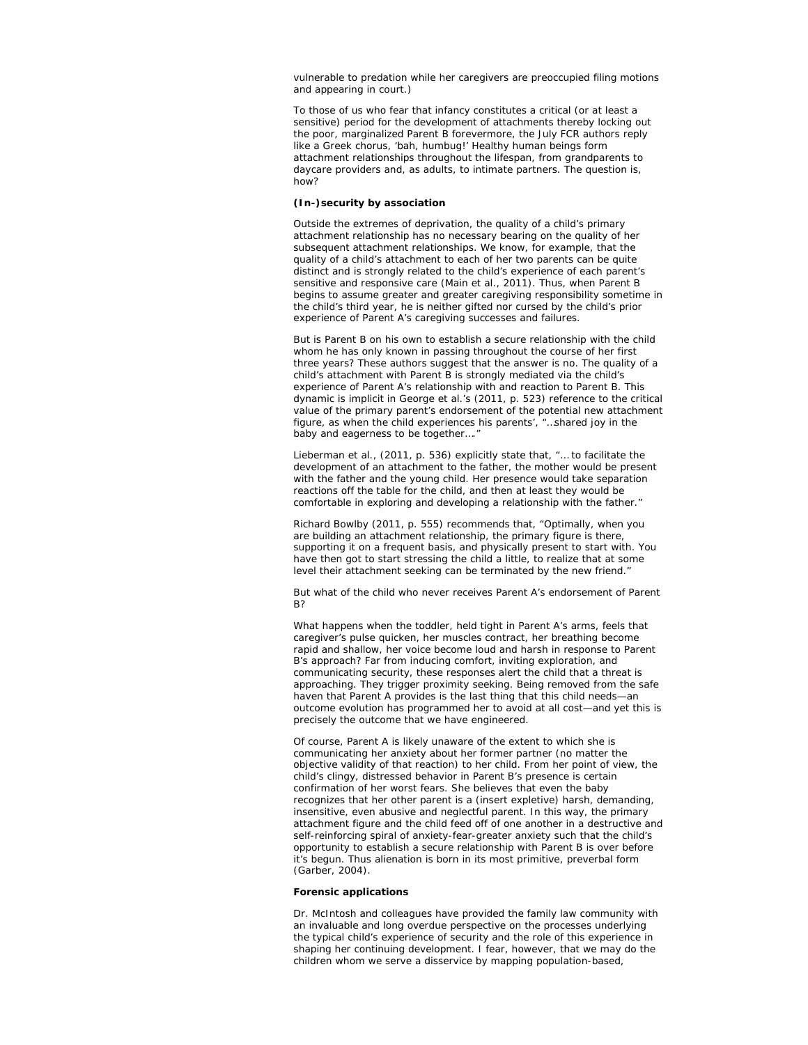vulnerable to predation while her caregivers are preoccupied filing motions and appearing in court.)

To those of us who fear that infancy constitutes a critical (or at least a sensitive) period for the development of attachments thereby locking out the poor, marginalized Parent B forevermore, the July FCR authors reply like a Greek chorus, 'bah, humbug!' Healthy human beings form attachment relationships throughout the lifespan, from grandparents to daycare providers and, as adults, to intimate partners. The question is, how?

**(In-)security by association**

Outside the extremes of deprivation, the quality of a child's primary attachment relationship has no necessary bearing on the quality of her subsequent attachment relationships. We know, for example, that the quality of a child's attachment to each of her two parents can be quite distinct and is strongly related to the child's experience of each parent's sensitive and responsive care (Main et al., 2011). Thus, when Parent B begins to assume greater and greater caregiving responsibility sometime in the child's third year, he is neither gifted nor cursed by the child's prior experience of Parent A's caregiving successes and failures.

But is Parent B on his own to establish a secure relationship with the child whom he has only known in passing throughout the course of her first three years? These authors suggest that the answer is no. The quality of a child's attachment with Parent B is strongly mediated via the child's experience of Parent A's relationship with and reaction to Parent B. This dynamic is implicit in George et al.'s (2011, p. 523) reference to the critical value of the primary parent's endorsement of the potential new attachment figure, as when the child experiences his parents', "...shared joy in the baby and eagerness to be together…."

Lieberman et al., (2011, p. 536) explicitly state that, "… to facilitate the development of an attachment to the father, the mother would be present with the father and the young child. Her presence would take separation reactions off the table for the child, and then at least they would be comfortable in exploring and developing a relationship with the father."

Richard Bowlby (2011, p. 555) recommends that, "Optimally, when you are building an attachment relationship, the primary figure is there, supporting it on a frequent basis, and physically present to start with. You have then got to start stressing the child a little, to realize that at some level their attachment seeking can be terminated by the new friend."

But what of the child who never receives Parent A's endorsement of Parent B?

What happens when the toddler, held tight in Parent A's arms, feels that caregiver's pulse quicken, her muscles contract, her breathing become rapid and shallow, her voice become loud and harsh in response to Parent B's approach? Far from inducing comfort, inviting exploration, and communicating security, these responses alert the child that a threat is approaching. They trigger proximity seeking. Being removed from the safe haven that Parent A provides is the last thing that this child needs—an outcome evolution has programmed her to avoid at all cost—and yet this is precisely the outcome that we have engineered.

Of course, Parent A is likely unaware of the extent to which she is communicating her anxiety about her former partner (no matter the objective validity of that reaction) to her child. From her point of view, the child's clingy, distressed behavior in Parent B's presence is certain confirmation of her worst fears. She believes that even the baby recognizes that her other parent is a (insert expletive) harsh, demanding, insensitive, even abusive and neglectful parent. In this way, the primary attachment figure and the child feed off of one another in a destructive and self-reinforcing spiral of anxiety-fear-greater anxiety such that the child's opportunity to establish a secure relationship with Parent B is over before it's begun. Thus alienation is born in its most primitive, preverbal form (Garber, 2004).

**Forensic applications**

Dr. McIntosh and colleagues have provided the family law community with an invaluable and long overdue perspective on the processes underlying the typical child's experience of security and the role of this experience in shaping her continuing development. I fear, however, that we may do the children whom we serve a disservice by mapping population-based,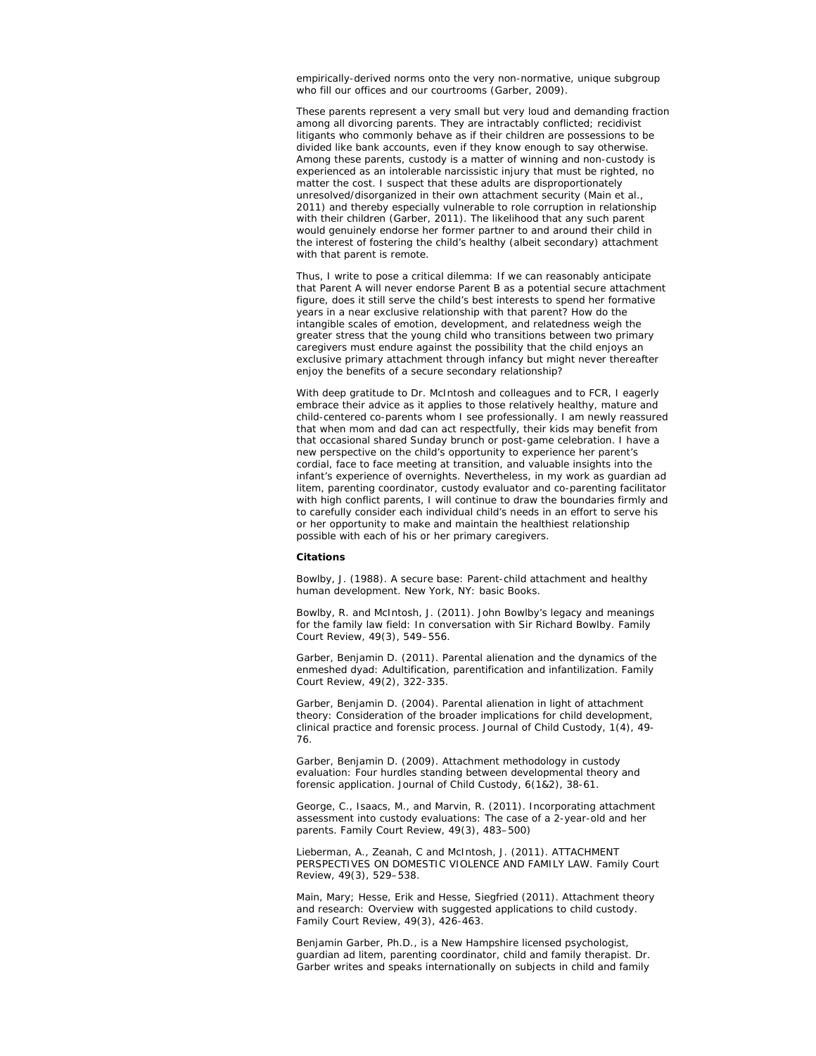empirically-derived norms onto the very non-normative, unique subgroup who fill our offices and our courtrooms (Garber, 2009).

These parents represent a very small but very loud and demanding fraction among all divorcing parents. They are intractably conflicted; recidivist litigants who commonly behave as if their children are possessions to be divided like bank accounts, even if they know enough to say otherwise. Among these parents, custody is a matter of winning and non-custody is experienced as an intolerable narcissistic injury that must be righted, no matter the cost. I suspect that these adults are disproportionately unresolved/disorganized in their own attachment security (Main et al., 2011) and thereby especially vulnerable to role corruption in relationship with their children (Garber, 2011). The likelihood that any such parent would genuinely endorse her former partner to and around their child in the interest of fostering the child's healthy (albeit secondary) attachment with that parent is remote.

Thus, I write to pose a critical dilemma: If we can reasonably anticipate that Parent A will never endorse Parent B as a potential secure attachment figure, does it still serve the child's best interests to spend her formative years in a near exclusive relationship with that parent? How do the intangible scales of emotion, development, and relatedness weigh the greater stress that the young child who transitions between two primary caregivers must endure against the possibility that the child enjoys an exclusive primary attachment through infancy but might never thereafter enjoy the benefits of a secure secondary relationship?

With deep gratitude to Dr. McIntosh and colleagues and to FCR, I eagerly embrace their advice as it applies to those relatively healthy, mature and child-centered co-parents whom I see professionally. I am newly reassured that when mom and dad can act respectfully, their kids may benefit from that occasional shared Sunday brunch or post-game celebration. I have a new perspective on the child's opportunity to experience her parent's cordial, face to face meeting at transition, and valuable insights into the infant's experience of overnights. Nevertheless, in my work as guardian ad litem, parenting coordinator, custody evaluator and co-parenting facilitator with high conflict parents, I will continue to draw the boundaries firmly and to carefully consider each individual child's needs in an effort to serve his or her opportunity to make and maintain the healthiest relationship possible with each of his or her primary caregivers.

**Citations**

Bowlby, J. (1988). A secure base: Parent-child attachment and healthy human development. New York, NY: basic Books.

Bowlby, R. and McIntosh, J. (2011). John Bowlby's legacy and meanings for the family law field: In conversation with Sir Richard Bowlby. Family Court Review, 49(3), 549–556.

Garber, Benjamin D. (2011). Parental alienation and the dynamics of the enmeshed dyad: Adultification, parentification and infantilization. Family Court Review, 49(2), 322-335.

Garber, Benjamin D. (2004). Parental alienation in light of attachment theory: Consideration of the broader implications for child development, clinical practice and forensic process. Journal of Child Custody, 1(4), 49-76.

Garber, Benjamin D. (2009). Attachment methodology in custody evaluation: Four hurdles standing between developmental theory and forensic application. Journal of Child Custody, 6(1&2), 38-61.

George, C., Isaacs, M., and Marvin, R. (2011). Incorporating attachment assessment into custody evaluations: The case of a 2-year-old and her parents. Family Court Review, 49(3), 483–500)

Lieberman, A., Zeanah, C and McIntosh, J. (2011). ATTACHMENT PERSPECTIVES ON DOMESTIC VIOLENCE AND FAMILY LAW. Family Court Review, 49(3), 529–538.

Main, Mary; Hesse, Erik and Hesse, Siegfried (2011). Attachment theory and research: Overview with suggested applications to child custody. Family Court Review, 49(3), 426-463.

Benjamin Garber, Ph.D., is a New Hampshire licensed psychologist, guardian ad litem, parenting coordinator, child and family therapist. Dr. Garber writes and speaks internationally on subjects in child and family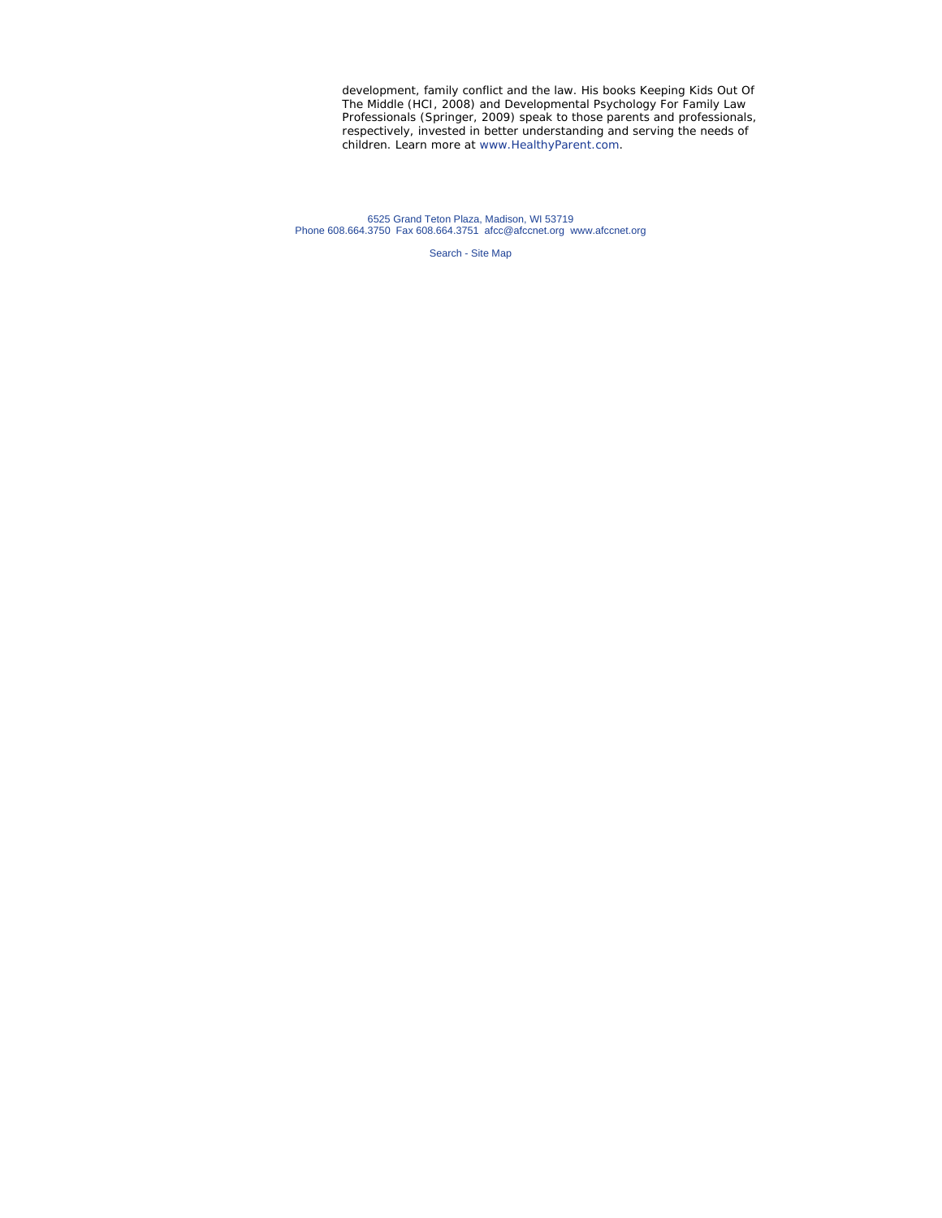development, family conflict and the law. His books Keeping Kids Out Of The Middle (HCI, 2008) and Developmental Psychology For Family Law Professionals (Springer, 2009) speak to those parents and professionals, respectively, invested in better understanding and serving the needs of children. Learn more at www.HealthyParent.com.

6525 Grand Teton Plaza, Madison, WI 53719
Phone 608.664.3750 Fax 608.664.3751 afcc@afccnet.org www.afccnet.org

Search - Site Map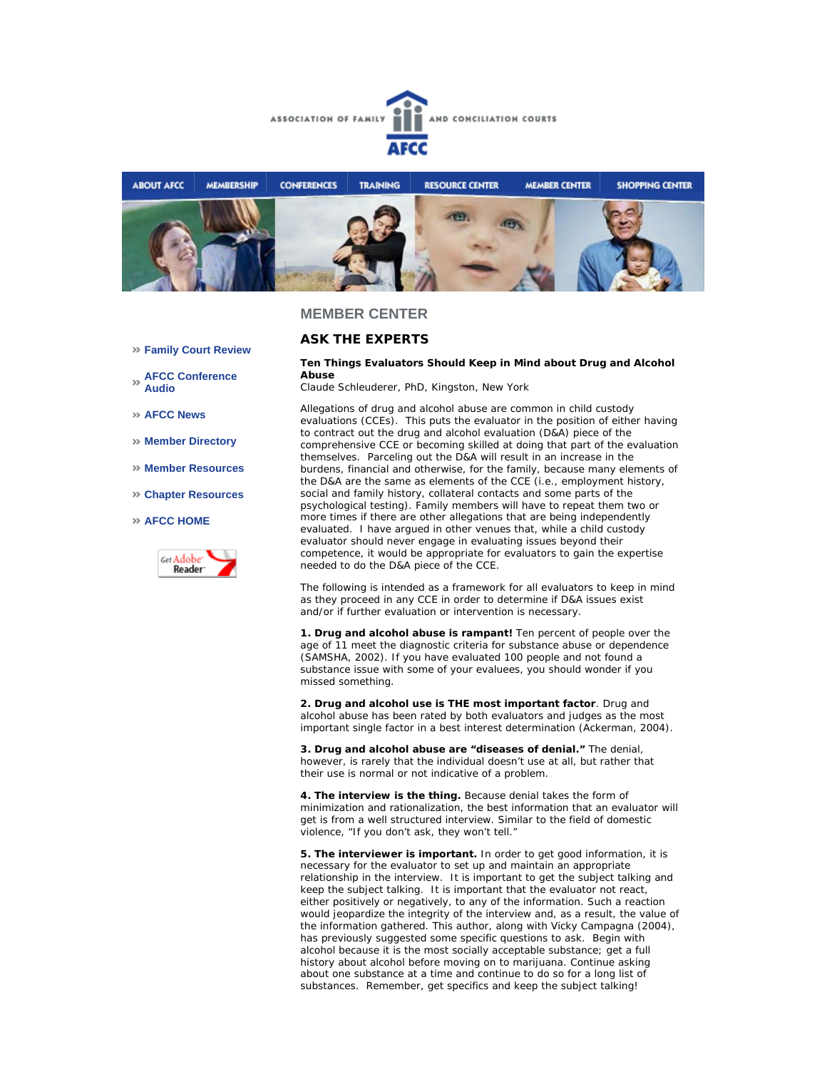ASSOCIATION OF FAMILY AND CONCILIATION COURTS

AFCC

ABOUT AFCC | MEMBERSHIP | CONFERENCES | TRAINING | RESOURCE CENTER | MEMBER CENTER | SHOPPING CENTER

- » Family Court Review
- » AFCC Conference Audio
- » AFCC News
- » Member Directory
- » Member Resources
- » Chapter Resources
- » AFCC HOME

## MEMBER CENTER

## ASK THE EXPERTS

**Ten Things Evaluators Should Keep in Mind about Drug and Alcohol Abuse**
Claude Schleuderer, PhD, Kingston, New York

Allegations of drug and alcohol abuse are common in child custody evaluations (CCEs). This puts the evaluator in the position of either having to contract out the drug and alcohol evaluation (D&A) piece of the comprehensive CCE or becoming skilled at doing that part of the evaluation themselves. Parceling out the D&A will result in an increase in the burdens, financial and otherwise, for the family, because many elements of the D&A are the same as elements of the CCE (i.e., employment history, social and family history, collateral contacts and some parts of the psychological testing). Family members will have to repeat them two or more times if there are other allegations that are being independently evaluated. I have argued in other venues that, while a child custody evaluator should never engage in evaluating issues beyond their competence, it would be appropriate for evaluators to gain the expertise needed to do the D&A piece of the CCE.

The following is intended as a framework for all evaluators to keep in mind as they proceed in any CCE in order to determine if D&A issues exist and/or if further evaluation or intervention is necessary.

**1. Drug and alcohol abuse is rampant!** Ten percent of people over the age of 11 meet the diagnostic criteria for substance abuse or dependence (SAMSHA, 2002). If you have evaluated 100 people and not found a substance issue with some of your evaluees, you should wonder if you missed something.

**2. Drug and alcohol use is THE most important factor**. Drug and alcohol abuse has been rated by both evaluators and judges as the most important single factor in a best interest determination (Ackerman, 2004).

**3. Drug and alcohol abuse are "diseases of denial."** The denial, however, is rarely that the individual doesn't use at all, but rather that their use is normal or not indicative of a problem.

**4. The interview is the thing.** Because denial takes the form of minimization and rationalization, the best information that an evaluator will get is from a well structured interview. Similar to the field of domestic violence, "If you don't ask, they won't tell."

**5. The interviewer is important.** In order to get good information, it is necessary for the evaluator to set up and maintain an appropriate relationship in the interview. It is important to get the subject talking and keep the subject talking. It is important that the evaluator not react, either positively or negatively, to any of the information. Such a reaction would jeopardize the integrity of the interview and, as a result, the value of the information gathered. This author, along with Vicky Campagna (2004), has previously suggested some specific questions to ask. Begin with alcohol because it is the most socially acceptable substance; get a full history about alcohol before moving on to marijuana. Continue asking about one substance at a time and continue to do so for a long list of substances. Remember, get specifics and keep the subject talking!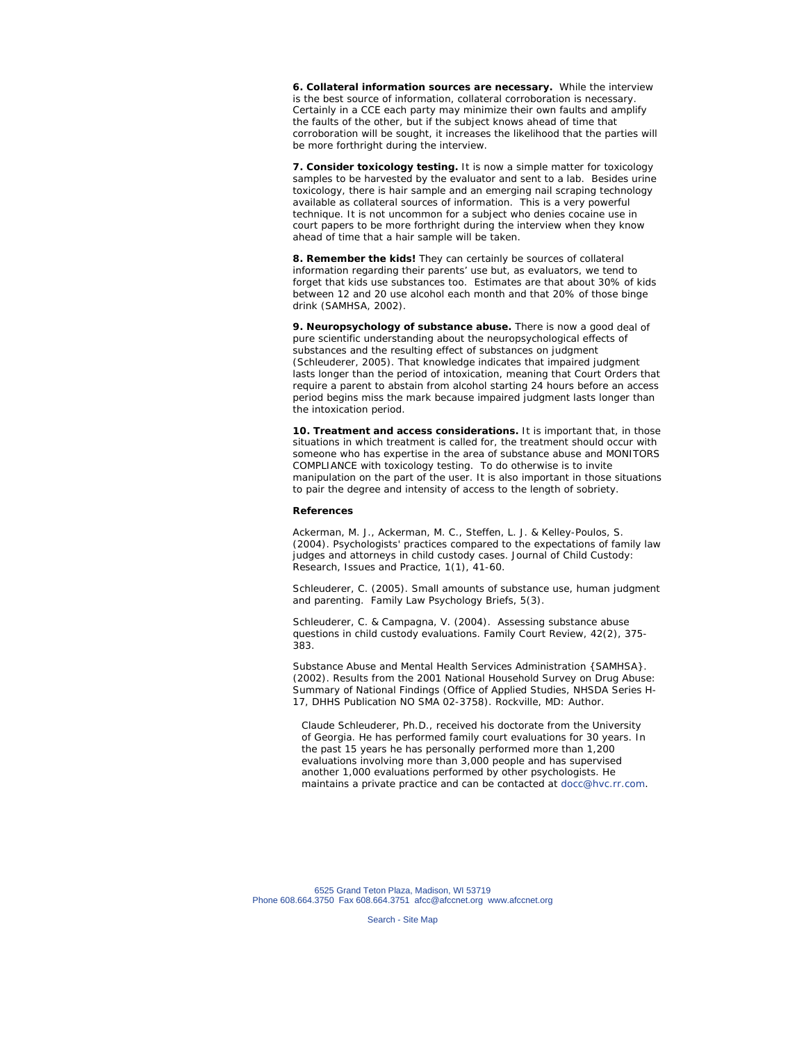**6. Collateral information sources are necessary.** While the interview is the best source of information, collateral corroboration is necessary. Certainly in a CCE each party may minimize their own faults and amplify the faults of the other, but if the subject knows ahead of time that corroboration will be sought, it increases the likelihood that the parties will be more forthright during the interview.

**7. Consider toxicology testing.** It is now a simple matter for toxicology samples to be harvested by the evaluator and sent to a lab. Besides urine toxicology, there is hair sample and an emerging nail scraping technology available as collateral sources of information. This is a very powerful technique. It is not uncommon for a subject who denies cocaine use in court papers to be more forthright during the interview when they know ahead of time that a hair sample will be taken.

**8. Remember the kids!** They can certainly be sources of collateral information regarding their parents' use but, as evaluators, we tend to forget that kids use substances too. Estimates are that about 30% of kids between 12 and 20 use alcohol each month and that 20% of those binge drink (SAMHSA, 2002).

**9. Neuropsychology of substance abuse.** There is now a good deal of pure scientific understanding about the neuropsychological effects of substances and the resulting effect of substances on judgment (Schleuderer, 2005). That knowledge indicates that impaired judgment lasts longer than the period of intoxication, meaning that Court Orders that require a parent to abstain from alcohol starting 24 hours before an access period begins miss the mark because impaired judgment lasts longer than the intoxication period.

**10. Treatment and access considerations.** It is important that, in those situations in which treatment is called for, the treatment should occur with someone who has expertise in the area of substance abuse and MONITORS COMPLIANCE with toxicology testing. To do otherwise is to invite manipulation on the part of the user. It is also important in those situations to pair the degree and intensity of access to the length of sobriety.

**References**

Ackerman, M. J., Ackerman, M. C., Steffen, L. J. & Kelley-Poulos, S. (2004). Psychologists' practices compared to the expectations of family law judges and attorneys in child custody cases. Journal of Child Custody: Research, Issues and Practice, 1(1), 41-60.

Schleuderer, C. (2005). Small amounts of substance use, human judgment and parenting. Family Law Psychology Briefs, 5(3).

Schleuderer, C. & Campagna, V. (2004). Assessing substance abuse questions in child custody evaluations. Family Court Review, 42(2), 375-383.

Substance Abuse and Mental Health Services Administration {SAMHSA}. (2002). Results from the 2001 National Household Survey on Drug Abuse: Summary of National Findings (Office of Applied Studies, NHSDA Series H-17, DHHS Publication NO SMA 02-3758). Rockville, MD: Author.

Claude Schleuderer, Ph.D., received his doctorate from the University of Georgia. He has performed family court evaluations for 30 years. In the past 15 years he has personally performed more than 1,200 evaluations involving more than 3,000 people and has supervised another 1,000 evaluations performed by other psychologists. He maintains a private practice and can be contacted at docc@hvc.rr.com.

6525 Grand Teton Plaza, Madison, WI 53719
Phone 608.664.3750 Fax 608.664.3751 afcc@afccnet.org www.afccnet.org

Search - Site Map